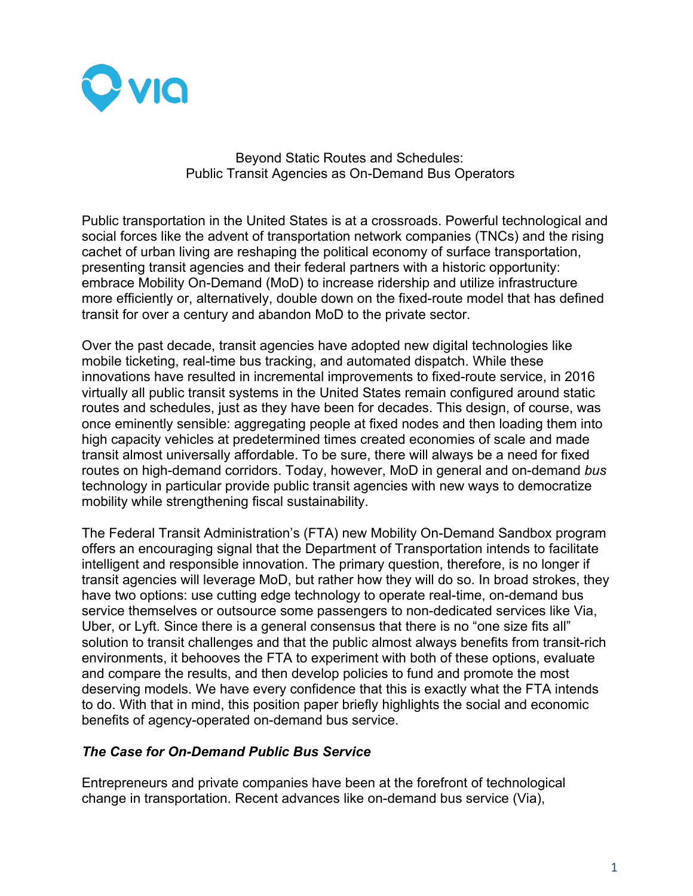Beyond Static Routes and Schedules:
Public Transit Agencies as On-Demand Bus Operators

Public transportation in the United States is at a crossroads. Powerful technological and social forces like the advent of transportation network companies (TNCs) and the rising cachet of urban living are reshaping the political economy of surface transportation, presenting transit agencies and their federal partners with a historic opportunity: embrace Mobility On-Demand (MoD) to increase ridership and utilize infrastructure more efficiently or, alternatively, double down on the fixed-route model that has defined transit for over a century and abandon MoD to the private sector.

Over the past decade, transit agencies have adopted new digital technologies like mobile ticketing, real-time bus tracking, and automated dispatch. While these innovations have resulted in incremental improvements to fixed-route service, in 2016 virtually all public transit systems in the United States remain configured around static routes and schedules, just as they have been for decades. This design, of course, was once eminently sensible: aggregating people at fixed nodes and then loading them into high capacity vehicles at predetermined times created economies of scale and made transit almost universally affordable. To be sure, there will always be a need for fixed routes on high-demand corridors. Today, however, MoD in general and on-demand *bus* technology in particular provide public transit agencies with new ways to democratize mobility while strengthening fiscal sustainability.

The Federal Transit Administration's (FTA) new Mobility On-Demand Sandbox program offers an encouraging signal that the Department of Transportation intends to facilitate intelligent and responsible innovation. The primary question, therefore, is no longer if transit agencies will leverage MoD, but rather how they will do so. In broad strokes, they have two options: use cutting edge technology to operate real-time, on-demand bus service themselves or outsource some passengers to non-dedicated services like Via, Uber, or Lyft. Since there is a general consensus that there is no "one size fits all" solution to transit challenges and that the public almost always benefits from transit-rich environments, it behooves the FTA to experiment with both of these options, evaluate and compare the results, and then develop policies to fund and promote the most deserving models. We have every confidence that this is exactly what the FTA intends to do. With that in mind, this position paper briefly highlights the social and economic benefits of agency-operated on-demand bus service.

## *The Case for On-Demand Public Bus Service*

Entrepreneurs and private companies have been at the forefront of technological change in transportation. Recent advances like on-demand bus service (Via),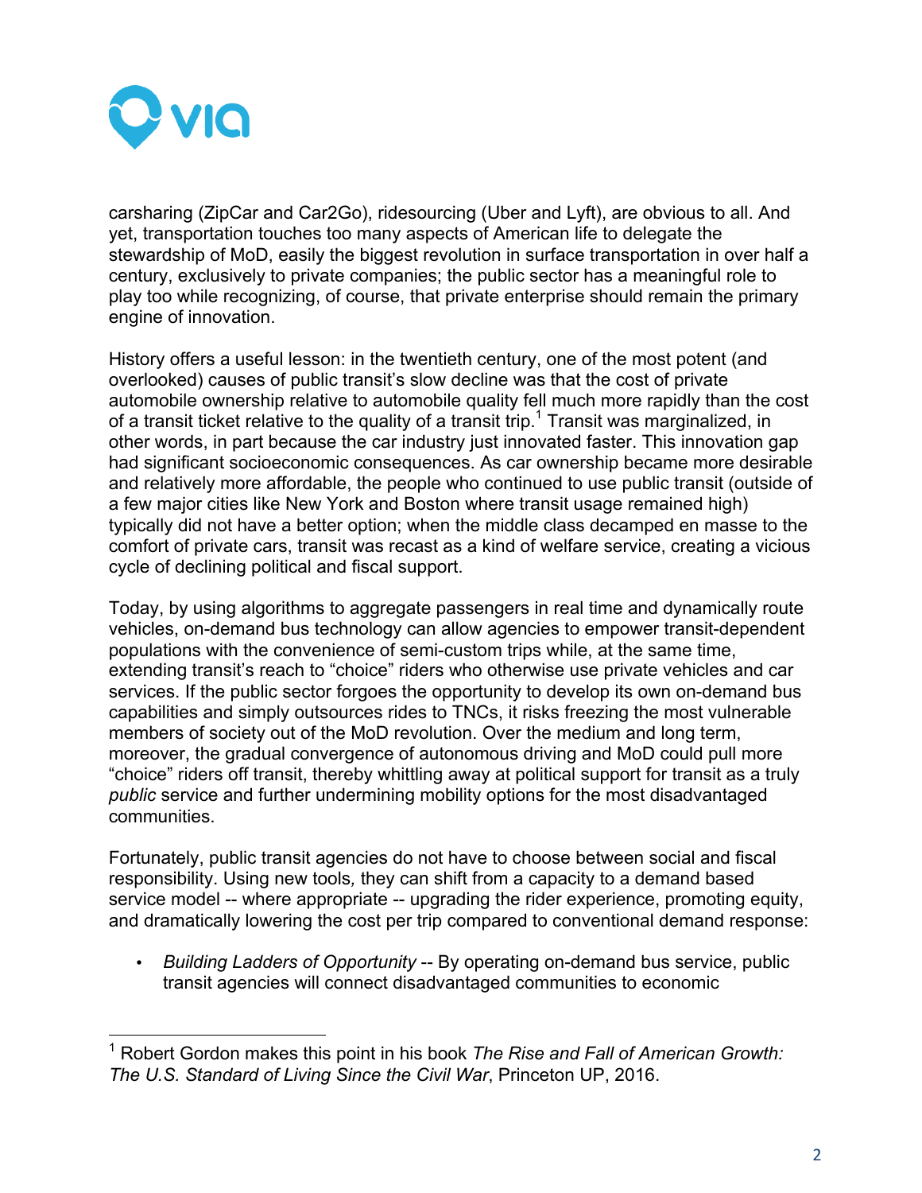carsharing (ZipCar and Car2Go), ridesourcing (Uber and Lyft), are obvious to all. And yet, transportation touches too many aspects of American life to delegate the stewardship of MoD, easily the biggest revolution in surface transportation in over half a century, exclusively to private companies; the public sector has a meaningful role to play too while recognizing, of course, that private enterprise should remain the primary engine of innovation.

History offers a useful lesson: in the twentieth century, one of the most potent (and overlooked) causes of public transit's slow decline was that the cost of private automobile ownership relative to automobile quality fell much more rapidly than the cost of a transit ticket relative to the quality of a transit trip.[1] Transit was marginalized, in other words, in part because the car industry just innovated faster. This innovation gap had significant socioeconomic consequences. As car ownership became more desirable and relatively more affordable, the people who continued to use public transit (outside of a few major cities like New York and Boston where transit usage remained high) typically did not have a better option; when the middle class decamped en masse to the comfort of private cars, transit was recast as a kind of welfare service, creating a vicious cycle of declining political and fiscal support.

Today, by using algorithms to aggregate passengers in real time and dynamically route vehicles, on-demand bus technology can allow agencies to empower transit-dependent populations with the convenience of semi-custom trips while, at the same time, extending transit's reach to "choice" riders who otherwise use private vehicles and car services. If the public sector forgoes the opportunity to develop its own on-demand bus capabilities and simply outsources rides to TNCs, it risks freezing the most vulnerable members of society out of the MoD revolution. Over the medium and long term, moreover, the gradual convergence of autonomous driving and MoD could pull more "choice" riders off transit, thereby whittling away at political support for transit as a truly *public* service and further undermining mobility options for the most disadvantaged communities.

Fortunately, public transit agencies do not have to choose between social and fiscal responsibility. Using new tools, they can shift from a capacity to a demand based service model -- where appropriate -- upgrading the rider experience, promoting equity, and dramatically lowering the cost per trip compared to conventional demand response:

- *Building Ladders of Opportunity* -- By operating on-demand bus service, public transit agencies will connect disadvantaged communities to economic

---

[1] Robert Gordon makes this point in his book *The Rise and Fall of American Growth: The U.S. Standard of Living Since the Civil War*, Princeton UP, 2016.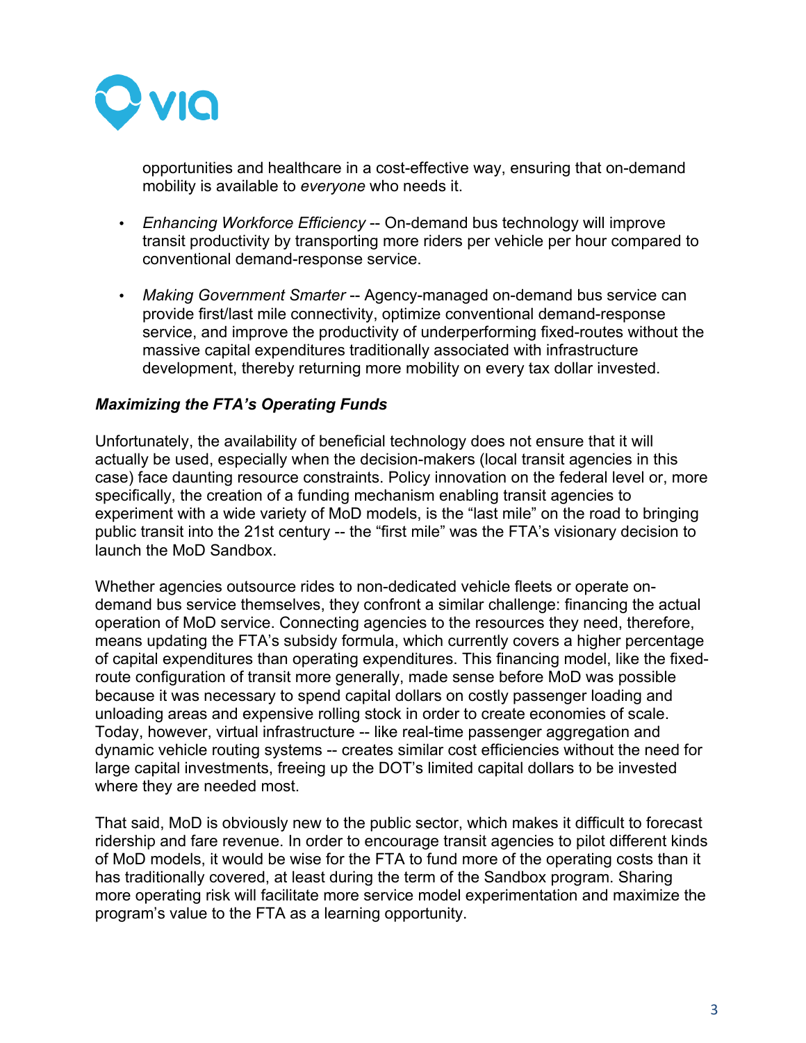opportunities and healthcare in a cost-effective way, ensuring that on-demand mobility is available to *everyone* who needs it.

- *Enhancing Workforce Efficiency* -- On-demand bus technology will improve transit productivity by transporting more riders per vehicle per hour compared to conventional demand-response service.
- *Making Government Smarter* -- Agency-managed on-demand bus service can provide first/last mile connectivity, optimize conventional demand-response service, and improve the productivity of underperforming fixed-routes without the massive capital expenditures traditionally associated with infrastructure development, thereby returning more mobility on every tax dollar invested.

***Maximizing the FTA's Operating Funds***

Unfortunately, the availability of beneficial technology does not ensure that it will actually be used, especially when the decision-makers (local transit agencies in this case) face daunting resource constraints. Policy innovation on the federal level or, more specifically, the creation of a funding mechanism enabling transit agencies to experiment with a wide variety of MoD models, is the "last mile" on the road to bringing public transit into the 21st century -- the "first mile" was the FTA's visionary decision to launch the MoD Sandbox.

Whether agencies outsource rides to non-dedicated vehicle fleets or operate on-demand bus service themselves, they confront a similar challenge: financing the actual operation of MoD service. Connecting agencies to the resources they need, therefore, means updating the FTA's subsidy formula, which currently covers a higher percentage of capital expenditures than operating expenditures. This financing model, like the fixed-route configuration of transit more generally, made sense before MoD was possible because it was necessary to spend capital dollars on costly passenger loading and unloading areas and expensive rolling stock in order to create economies of scale. Today, however, virtual infrastructure -- like real-time passenger aggregation and dynamic vehicle routing systems -- creates similar cost efficiencies without the need for large capital investments, freeing up the DOT's limited capital dollars to be invested where they are needed most.

That said, MoD is obviously new to the public sector, which makes it difficult to forecast ridership and fare revenue. In order to encourage transit agencies to pilot different kinds of MoD models, it would be wise for the FTA to fund more of the operating costs than it has traditionally covered, at least during the term of the Sandbox program. Sharing more operating risk will facilitate more service model experimentation and maximize the program's value to the FTA as a learning opportunity.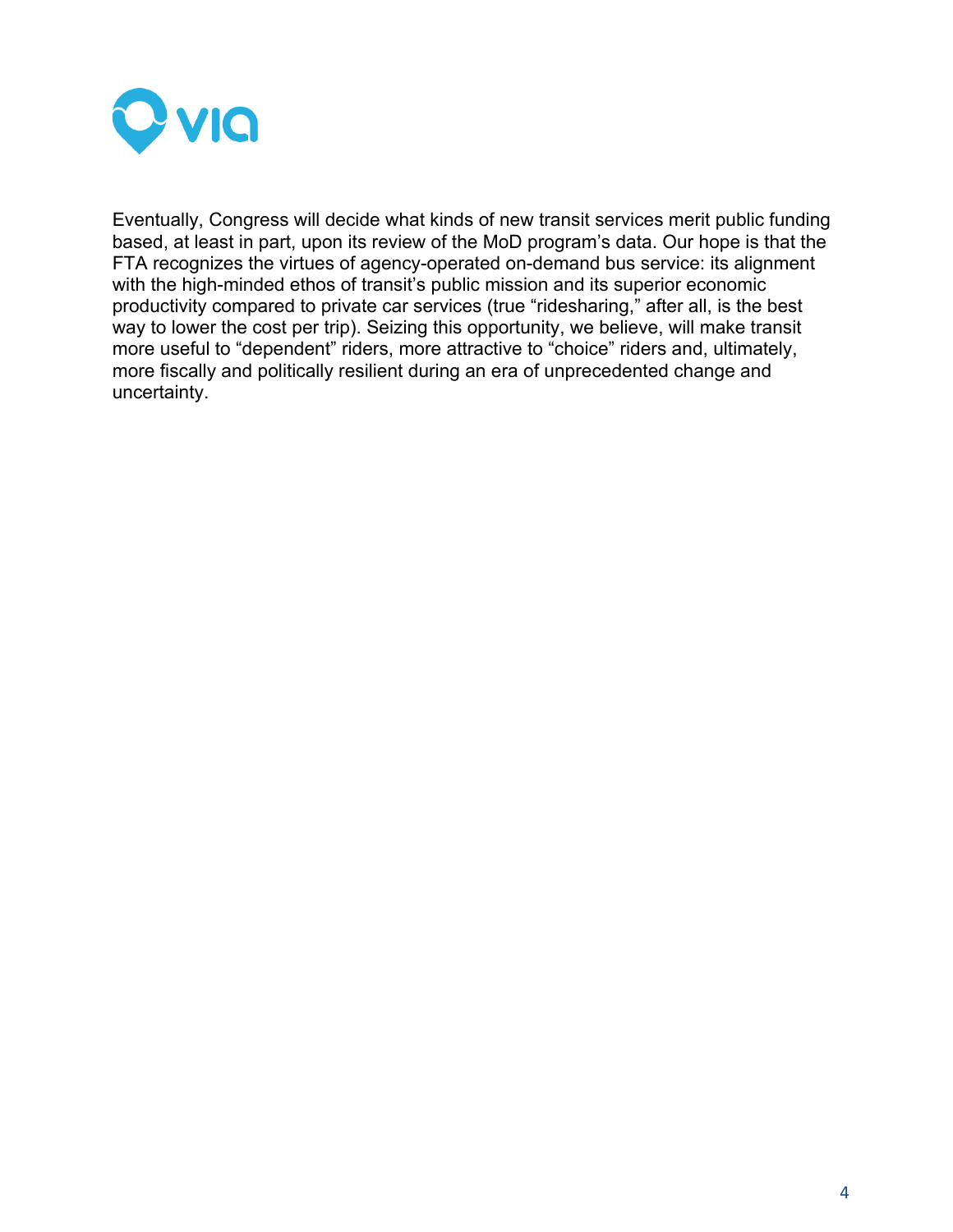Eventually, Congress will decide what kinds of new transit services merit public funding based, at least in part, upon its review of the MoD program's data. Our hope is that the FTA recognizes the virtues of agency-operated on-demand bus service: its alignment with the high-minded ethos of transit's public mission and its superior economic productivity compared to private car services (true "ridesharing," after all, is the best way to lower the cost per trip). Seizing this opportunity, we believe, will make transit more useful to "dependent" riders, more attractive to "choice" riders and, ultimately, more fiscally and politically resilient during an era of unprecedented change and uncertainty.